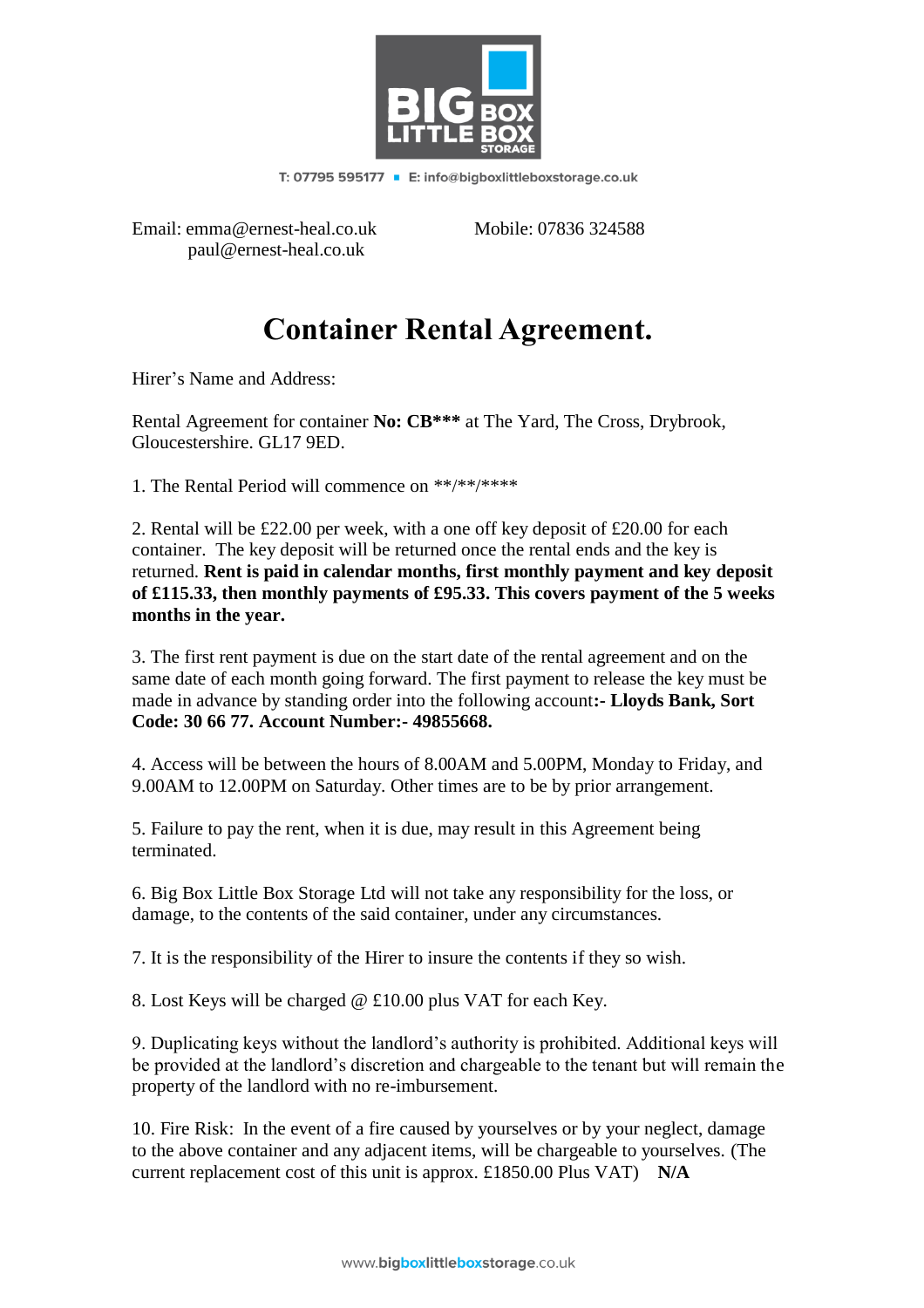BIG BOX LITTLE BOX STORAGE

T: 07795 595177 ▪ E: info@bigboxlittleboxstorage.co.uk

Email: emma@ernest-heal.co.uk
paul@ernest-heal.co.uk

Mobile: 07836 324588

# Container Rental Agreement.

Hirer's Name and Address:

Rental Agreement for container **No: CB*** ** at The Yard, The Cross, Drybrook, Gloucestershire. GL17 9ED.

1. The Rental Period will commence on **/**/****

2. Rental will be £22.00 per week, with a one off key deposit of £20.00 for each container. The key deposit will be returned once the rental ends and the key is returned. **Rent is paid in calendar months, first monthly payment and key deposit of £115.33, then monthly payments of £95.33. This covers payment of the 5 weeks months in the year.**

3. The first rent payment is due on the start date of the rental agreement and on the same date of each month going forward. The first payment to release the key must be made in advance by standing order into the following account**:- Lloyds Bank, Sort Code: 30 66 77. Account Number:- 49855668.**

4. Access will be between the hours of 8.00AM and 5.00PM, Monday to Friday, and 9.00AM to 12.00PM on Saturday. Other times are to be by prior arrangement.

5. Failure to pay the rent, when it is due, may result in this Agreement being terminated.

6. Big Box Little Box Storage Ltd will not take any responsibility for the loss, or damage, to the contents of the said container, under any circumstances.

7. It is the responsibility of the Hirer to insure the contents if they so wish.

8. Lost Keys will be charged @ £10.00 plus VAT for each Key.

9. Duplicating keys without the landlord's authority is prohibited. Additional keys will be provided at the landlord's discretion and chargeable to the tenant but will remain the property of the landlord with no re-imbursement.

10. Fire Risk: In the event of a fire caused by yourselves or by your neglect, damage to the above container and any adjacent items, will be chargeable to yourselves. (The current replacement cost of this unit is approx. £1850.00 Plus VAT) **N/A**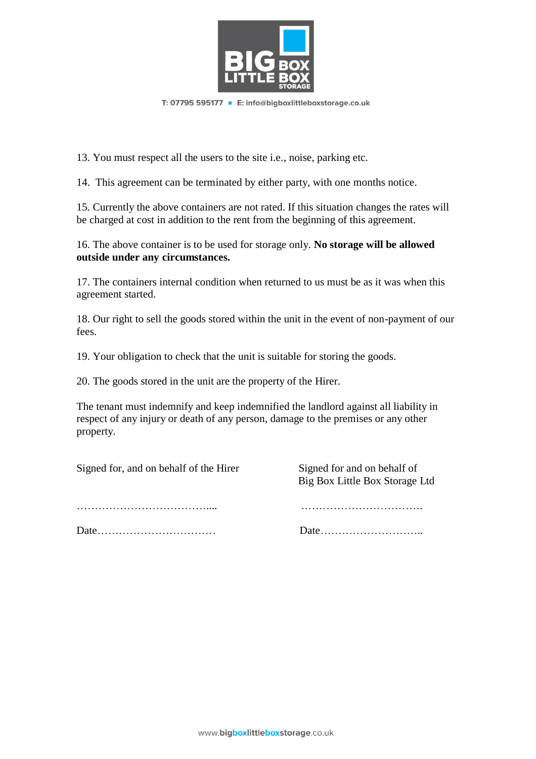13. You must respect all the users to the site i.e., noise, parking etc.

14. This agreement can be terminated by either party, with one months notice.

15. Currently the above containers are not rated. If this situation changes the rates will be charged at cost in addition to the rent from the beginning of this agreement.

16. The above container is to be used for storage only. **No storage will be allowed outside under any circumstances.**

17. The containers internal condition when returned to us must be as it was when this agreement started.

18. Our right to sell the goods stored within the unit in the event of non-payment of our fees.

19. Your obligation to check that the unit is suitable for storing the goods.

20. The goods stored in the unit are the property of the Hirer.

The tenant must indemnify and keep indemnified the landlord against all liability in respect of any injury or death of any person, damage to the premises or any other property.

Signed for, and on behalf of the Hirer

…………………………………....

Date……………………………

Signed for and on behalf of
Big Box Little Box Storage Ltd

…………………………….

Date………………………..